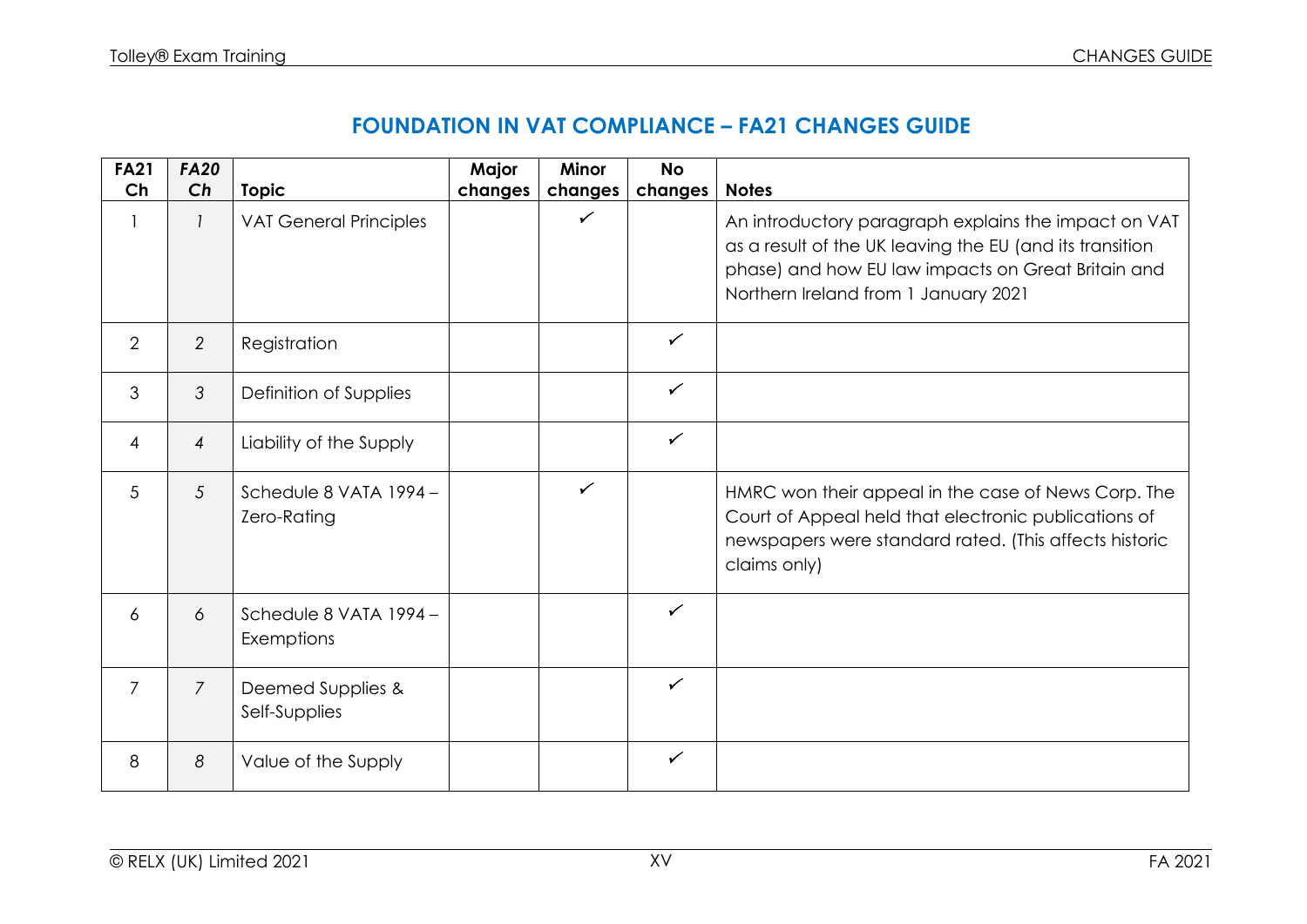# FOUNDATION IN VAT COMPLIANCE – FA21 CHANGES GUIDE

| FA21 Ch | *FA20 Ch* | Topic | Major changes | Minor changes | No changes | Notes |
|---|---|---|---|---|---|---|
| 1 | *1* | VAT General Principles | | ✓ | | An introductory paragraph explains the impact on VAT as a result of the UK leaving the EU (and its transition phase) and how EU law impacts on Great Britain and Northern Ireland from 1 January 2021 |
| 2 | *2* | Registration | | | ✓ | |
| 3 | *3* | Definition of Supplies | | | ✓ | |
| 4 | *4* | Liability of the Supply | | | ✓ | |
| 5 | *5* | Schedule 8 VATA 1994 – Zero-Rating | | ✓ | | HMRC won their appeal in the case of News Corp. The Court of Appeal held that electronic publications of newspapers were standard rated. (This affects historic claims only) |
| 6 | *6* | Schedule 8 VATA 1994 – Exemptions | | | ✓ | |
| 7 | *7* | Deemed Supplies & Self-Supplies | | | ✓ | |
| 8 | *8* | Value of the Supply | | | ✓ | |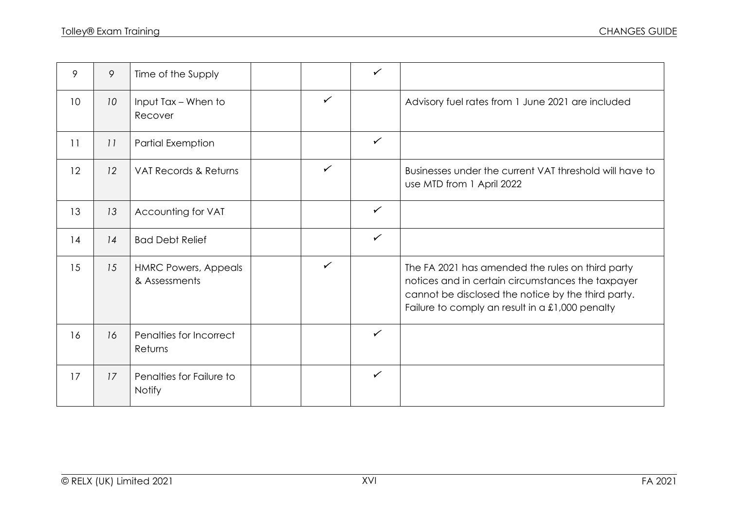| | | | | | | |
|---|---|---|---|---|---|---|
| 9 | 9 | Time of the Supply | | | ✓ | |
| 10 | 10 | Input Tax – When to Recover | | ✓ | | Advisory fuel rates from 1 June 2021 are included |
| 11 | 11 | Partial Exemption | | | ✓ | |
| 12 | 12 | VAT Records & Returns | | ✓ | | Businesses under the current VAT threshold will have to use MTD from 1 April 2022 |
| 13 | 13 | Accounting for VAT | | | ✓ | |
| 14 | 14 | Bad Debt Relief | | | ✓ | |
| 15 | 15 | HMRC Powers, Appeals & Assessments | | ✓ | | The FA 2021 has amended the rules on third party notices and in certain circumstances the taxpayer cannot be disclosed the notice by the third party. Failure to comply an result in a £1,000 penalty |
| 16 | 16 | Penalties for Incorrect Returns | | | ✓ | |
| 17 | 17 | Penalties for Failure to Notify | | | ✓ | |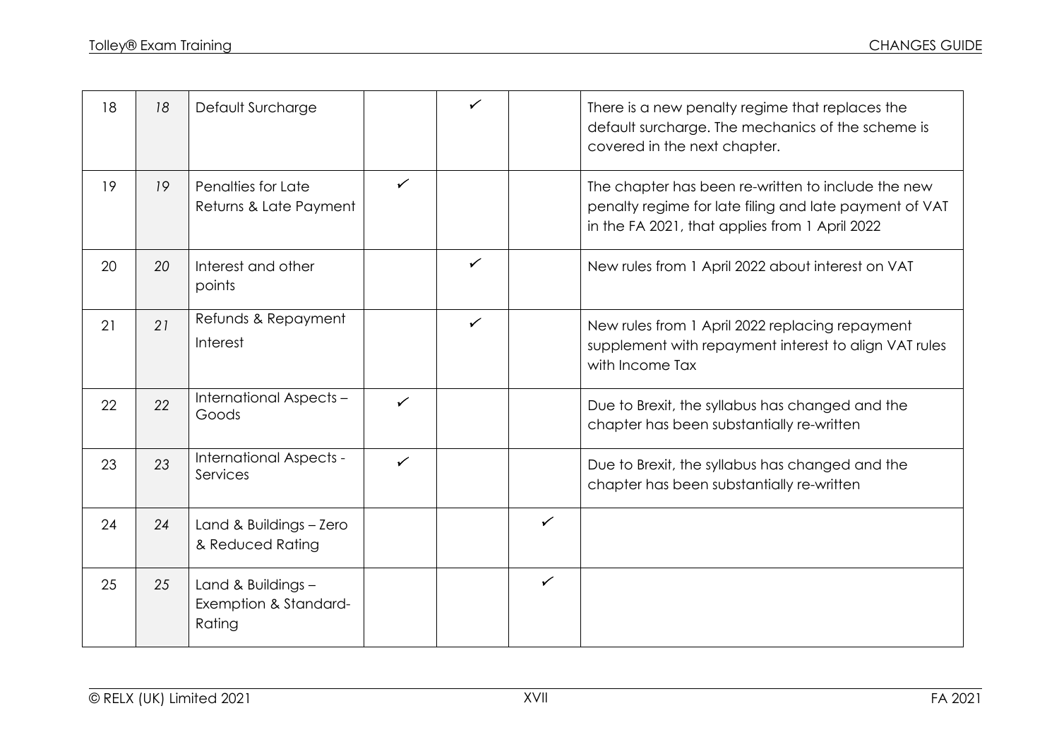| 18 | 18 | Default Surcharge | | ✓ | | There is a new penalty regime that replaces the default surcharge. The mechanics of the scheme is covered in the next chapter. |
|---|---|---|---|---|---|---|
| 19 | 19 | Penalties for Late Returns & Late Payment | ✓ | | | The chapter has been re-written to include the new penalty regime for late filing and late payment of VAT in the FA 2021, that applies from 1 April 2022 |
| 20 | 20 | Interest and other points | | ✓ | | New rules from 1 April 2022 about interest on VAT |
| 21 | 21 | Refunds & Repayment Interest | | ✓ | | New rules from 1 April 2022 replacing repayment supplement with repayment interest to align VAT rules with Income Tax |
| 22 | 22 | International Aspects – Goods | ✓ | | | Due to Brexit, the syllabus has changed and the chapter has been substantially re-written |
| 23 | 23 | International Aspects - Services | ✓ | | | Due to Brexit, the syllabus has changed and the chapter has been substantially re-written |
| 24 | 24 | Land & Buildings – Zero & Reduced Rating | | | ✓ | |
| 25 | 25 | Land & Buildings – Exemption & Standard-Rating | | | ✓ | |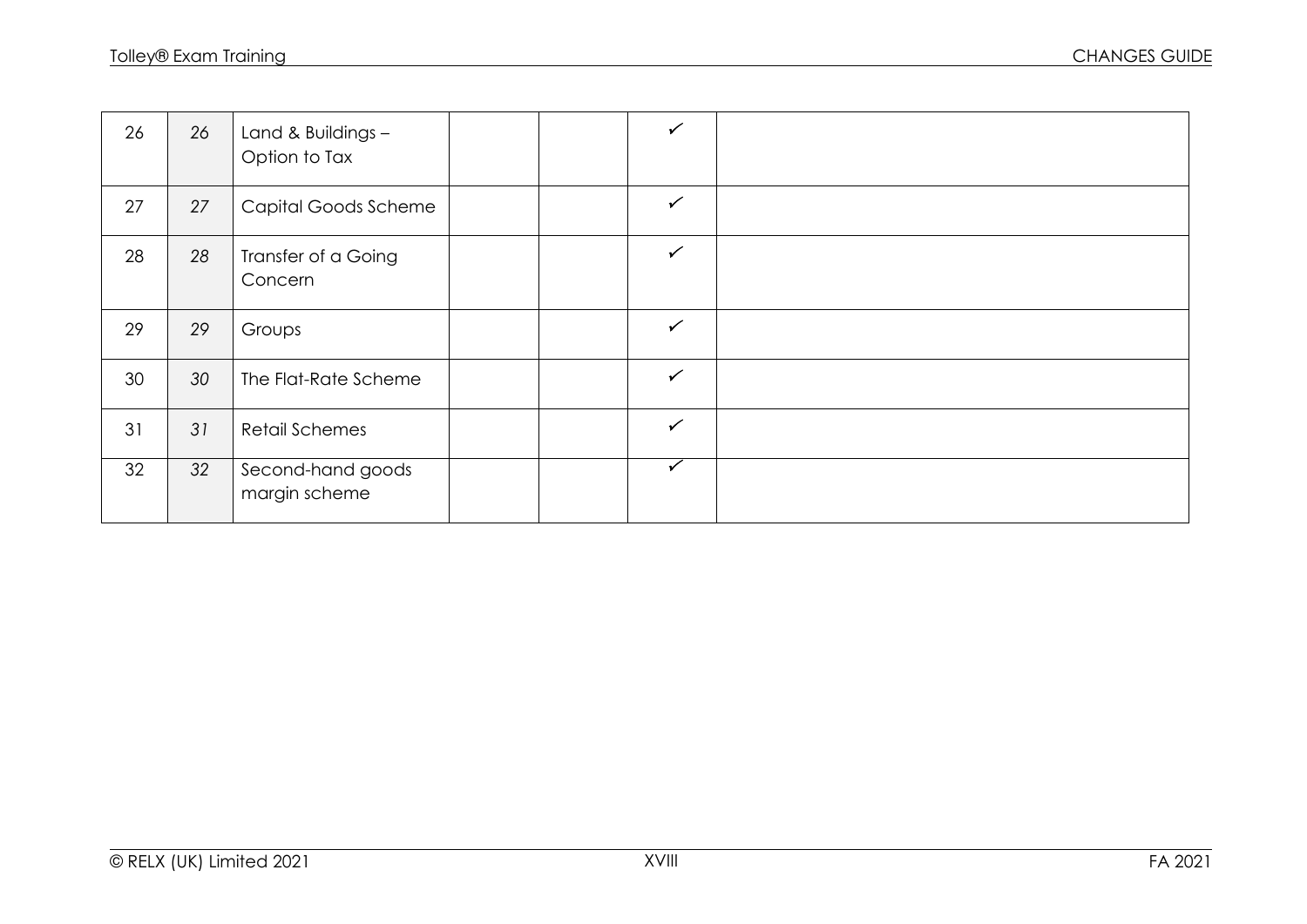| | | | | | | |
|---|---|---|---|---|---|---|
| 26 | 26 | Land & Buildings – Option to Tax | | | ✓ | |
| 27 | 27 | Capital Goods Scheme | | | ✓ | |
| 28 | 28 | Transfer of a Going Concern | | | ✓ | |
| 29 | 29 | Groups | | | ✓ | |
| 30 | 30 | The Flat-Rate Scheme | | | ✓ | |
| 31 | 31 | Retail Schemes | | | ✓ | |
| 32 | 32 | Second-hand goods margin scheme | | | ✓ | |